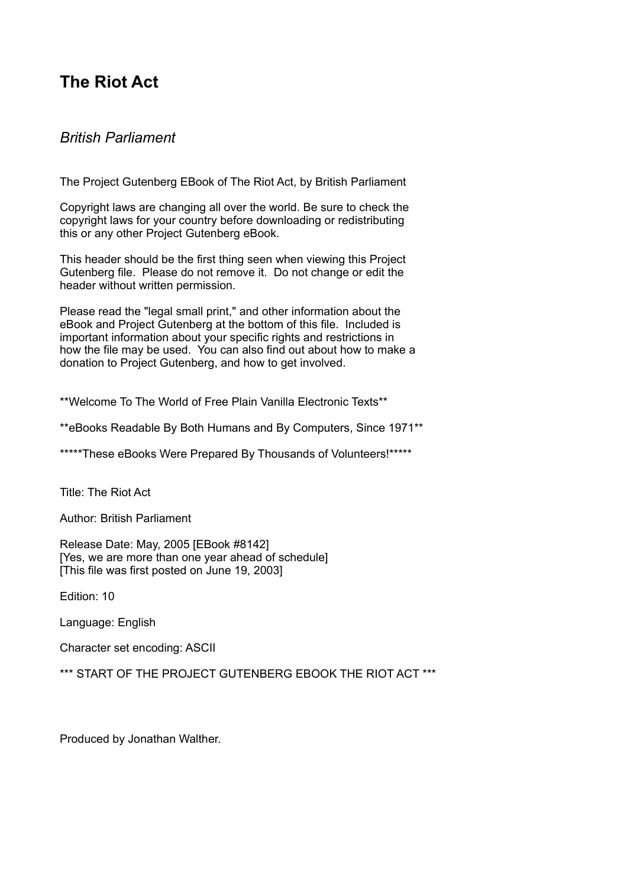# The Riot Act

*British Parliament*

The Project Gutenberg EBook of The Riot Act, by British Parliament

Copyright laws are changing all over the world. Be sure to check the copyright laws for your country before downloading or redistributing this or any other Project Gutenberg eBook.

This header should be the first thing seen when viewing this Project Gutenberg file. Please do not remove it. Do not change or edit the header without written permission.

Please read the "legal small print," and other information about the eBook and Project Gutenberg at the bottom of this file. Included is important information about your specific rights and restrictions in how the file may be used. You can also find out about how to make a donation to Project Gutenberg, and how to get involved.

**Welcome To The World of Free Plain Vanilla Electronic Texts**

**eBooks Readable By Both Humans and By Computers, Since 1971**

*****These eBooks Were Prepared By Thousands of Volunteers!*****

Title: The Riot Act

Author: British Parliament

Release Date: May, 2005 [EBook #8142]
[Yes, we are more than one year ahead of schedule]
[This file was first posted on June 19, 2003]

Edition: 10

Language: English

Character set encoding: ASCII

*** START OF THE PROJECT GUTENBERG EBOOK THE RIOT ACT ***

Produced by Jonathan Walther.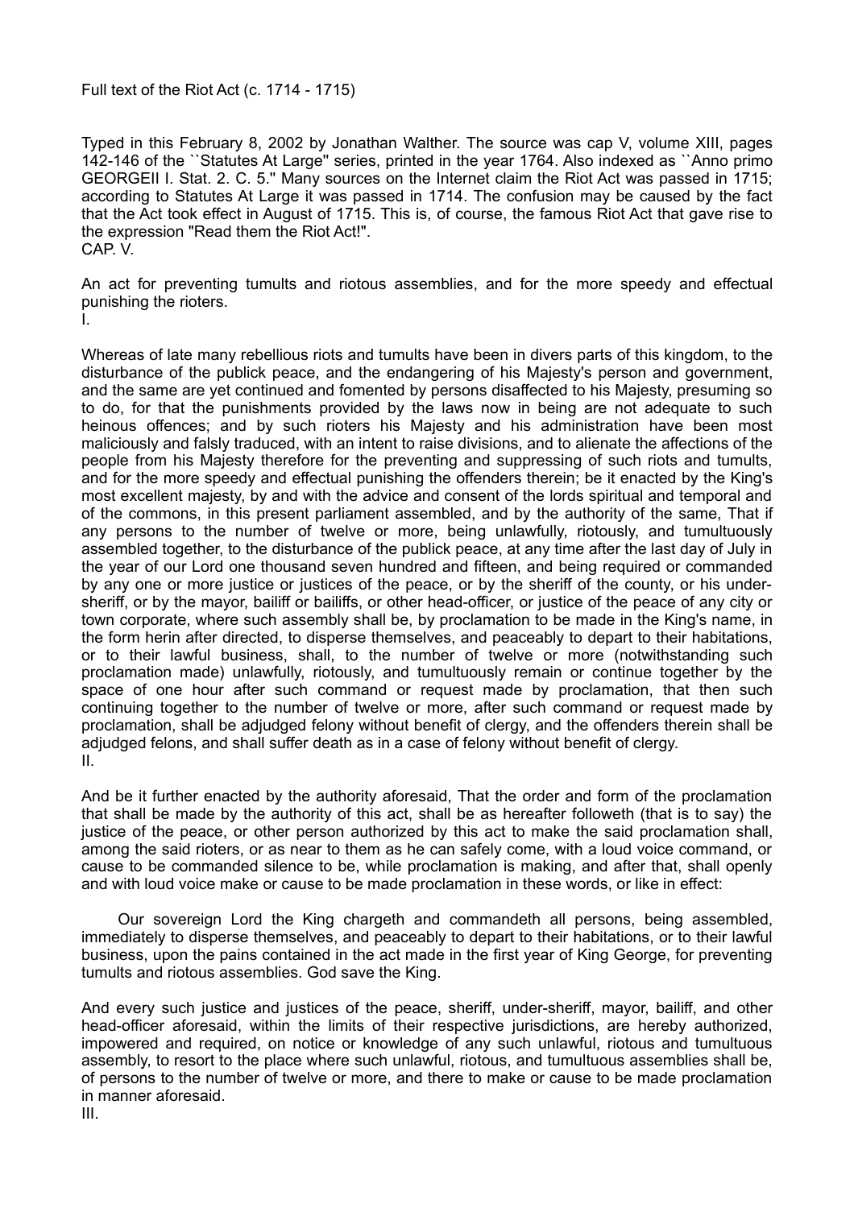Full text of the Riot Act (c. 1714 - 1715)

Typed in this February 8, 2002 by Jonathan Walther. The source was cap V, volume XIII, pages 142-146 of the ``Statutes At Large'' series, printed in the year 1764. Also indexed as ``Anno primo GEORGEII I. Stat. 2. C. 5.'' Many sources on the Internet claim the Riot Act was passed in 1715; according to Statutes At Large it was passed in 1714. The confusion may be caused by the fact that the Act took effect in August of 1715. This is, of course, the famous Riot Act that gave rise to the expression "Read them the Riot Act!".

CAP. V.

An act for preventing tumults and riotous assemblies, and for the more speedy and effectual punishing the rioters.

I.

Whereas of late many rebellious riots and tumults have been in divers parts of this kingdom, to the disturbance of the publick peace, and the endangering of his Majesty's person and government, and the same are yet continued and fomented by persons disaffected to his Majesty, presuming so to do, for that the punishments provided by the laws now in being are not adequate to such heinous offences; and by such rioters his Majesty and his administration have been most maliciously and falsly traduced, with an intent to raise divisions, and to alienate the affections of the people from his Majesty therefore for the preventing and suppressing of such riots and tumults, and for the more speedy and effectual punishing the offenders therein; be it enacted by the King's most excellent majesty, by and with the advice and consent of the lords spiritual and temporal and of the commons, in this present parliament assembled, and by the authority of the same, That if any persons to the number of twelve or more, being unlawfully, riotously, and tumultuously assembled together, to the disturbance of the publick peace, at any time after the last day of July in the year of our Lord one thousand seven hundred and fifteen, and being required or commanded by any one or more justice or justices of the peace, or by the sheriff of the county, or his under-sheriff, or by the mayor, bailiff or bailiffs, or other head-officer, or justice of the peace of any city or town corporate, where such assembly shall be, by proclamation to be made in the King's name, in the form herin after directed, to disperse themselves, and peaceably to depart to their habitations, or to their lawful business, shall, to the number of twelve or more (notwithstanding such proclamation made) unlawfully, riotously, and tumultuously remain or continue together by the space of one hour after such command or request made by proclamation, that then such continuing together to the number of twelve or more, after such command or request made by proclamation, shall be adjudged felony without benefit of clergy, and the offenders therein shall be adjudged felons, and shall suffer death as in a case of felony without benefit of clergy.

II.

And be it further enacted by the authority aforesaid, That the order and form of the proclamation that shall be made by the authority of this act, shall be as hereafter followeth (that is to say) the justice of the peace, or other person authorized by this act to make the said proclamation shall, among the said rioters, or as near to them as he can safely come, with a loud voice command, or cause to be commanded silence to be, while proclamation is making, and after that, shall openly and with loud voice make or cause to be made proclamation in these words, or like in effect:

> Our sovereign Lord the King chargeth and commandeth all persons, being assembled, immediately to disperse themselves, and peaceably to depart to their habitations, or to their lawful business, upon the pains contained in the act made in the first year of King George, for preventing tumults and riotous assemblies. God save the King.

And every such justice and justices of the peace, sheriff, under-sheriff, mayor, bailiff, and other head-officer aforesaid, within the limits of their respective jurisdictions, are hereby authorized, impowered and required, on notice or knowledge of any such unlawful, riotous and tumultuous assembly, to resort to the place where such unlawful, riotous, and tumultuous assemblies shall be, of persons to the number of twelve or more, and there to make or cause to be made proclamation in manner aforesaid.

III.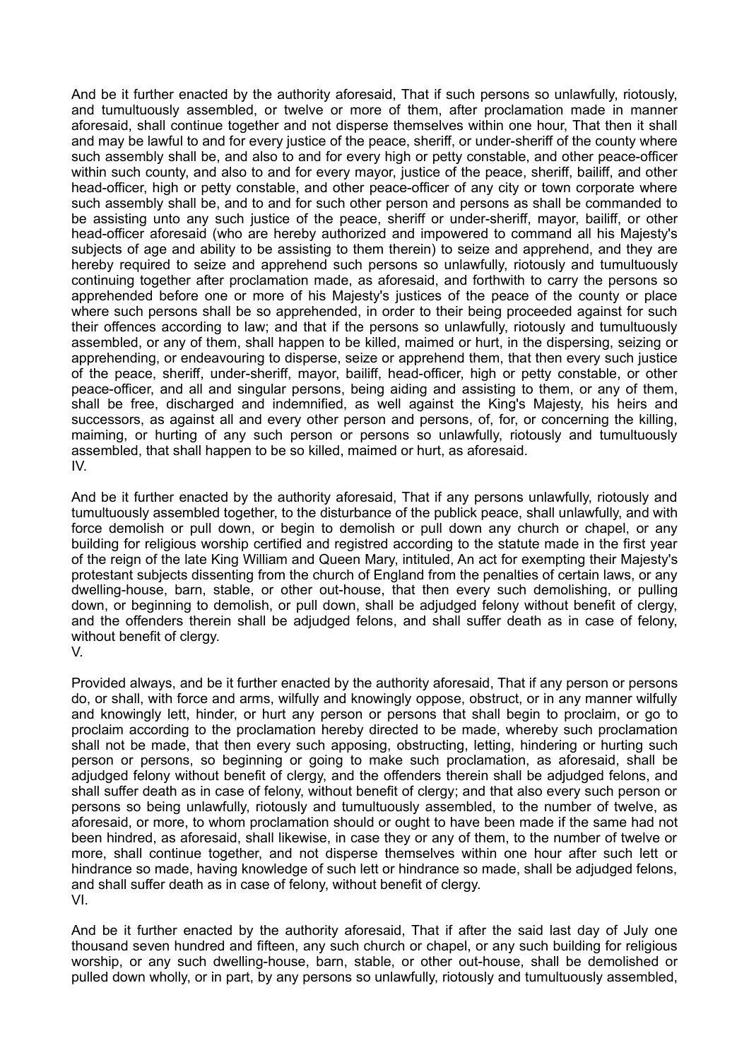And be it further enacted by the authority aforesaid, That if such persons so unlawfully, riotously, and tumultuously assembled, or twelve or more of them, after proclamation made in manner aforesaid, shall continue together and not disperse themselves within one hour, That then it shall and may be lawful to and for every justice of the peace, sheriff, or under-sheriff of the county where such assembly shall be, and also to and for every high or petty constable, and other peace-officer within such county, and also to and for every mayor, justice of the peace, sheriff, bailiff, and other head-officer, high or petty constable, and other peace-officer of any city or town corporate where such assembly shall be, and to and for such other person and persons as shall be commanded to be assisting unto any such justice of the peace, sheriff or under-sheriff, mayor, bailiff, or other head-officer aforesaid (who are hereby authorized and impowered to command all his Majesty's subjects of age and ability to be assisting to them therein) to seize and apprehend, and they are hereby required to seize and apprehend such persons so unlawfully, riotously and tumultuously continuing together after proclamation made, as aforesaid, and forthwith to carry the persons so apprehended before one or more of his Majesty's justices of the peace of the county or place where such persons shall be so apprehended, in order to their being proceeded against for such their offences according to law; and that if the persons so unlawfully, riotously and tumultuously assembled, or any of them, shall happen to be killed, maimed or hurt, in the dispersing, seizing or apprehending, or endeavouring to disperse, seize or apprehend them, that then every such justice of the peace, sheriff, under-sheriff, mayor, bailiff, head-officer, high or petty constable, or other peace-officer, and all and singular persons, being aiding and assisting to them, or any of them, shall be free, discharged and indemnified, as well against the King's Majesty, his heirs and successors, as against all and every other person and persons, of, for, or concerning the killing, maiming, or hurting of any such person or persons so unlawfully, riotously and tumultuously assembled, that shall happen to be so killed, maimed or hurt, as aforesaid.

IV.

And be it further enacted by the authority aforesaid, That if any persons unlawfully, riotously and tumultuously assembled together, to the disturbance of the publick peace, shall unlawfully, and with force demolish or pull down, or begin to demolish or pull down any church or chapel, or any building for religious worship certified and registred according to the statute made in the first year of the reign of the late King William and Queen Mary, intituled, An act for exempting their Majesty's protestant subjects dissenting from the church of England from the penalties of certain laws, or any dwelling-house, barn, stable, or other out-house, that then every such demolishing, or pulling down, or beginning to demolish, or pull down, shall be adjudged felony without benefit of clergy, and the offenders therein shall be adjudged felons, and shall suffer death as in case of felony, without benefit of clergy.

V.

Provided always, and be it further enacted by the authority aforesaid, That if any person or persons do, or shall, with force and arms, wilfully and knowingly oppose, obstruct, or in any manner wilfully and knowingly lett, hinder, or hurt any person or persons that shall begin to proclaim, or go to proclaim according to the proclamation hereby directed to be made, whereby such proclamation shall not be made, that then every such apposing, obstructing, letting, hindering or hurting such person or persons, so beginning or going to make such proclamation, as aforesaid, shall be adjudged felony without benefit of clergy, and the offenders therein shall be adjudged felons, and shall suffer death as in case of felony, without benefit of clergy; and that also every such person or persons so being unlawfully, riotously and tumultuously assembled, to the number of twelve, as aforesaid, or more, to whom proclamation should or ought to have been made if the same had not been hindred, as aforesaid, shall likewise, in case they or any of them, to the number of twelve or more, shall continue together, and not disperse themselves within one hour after such lett or hindrance so made, having knowledge of such lett or hindrance so made, shall be adjudged felons, and shall suffer death as in case of felony, without benefit of clergy.

VI.

And be it further enacted by the authority aforesaid, That if after the said last day of July one thousand seven hundred and fifteen, any such church or chapel, or any such building for religious worship, or any such dwelling-house, barn, stable, or other out-house, shall be demolished or pulled down wholly, or in part, by any persons so unlawfully, riotously and tumultuously assembled,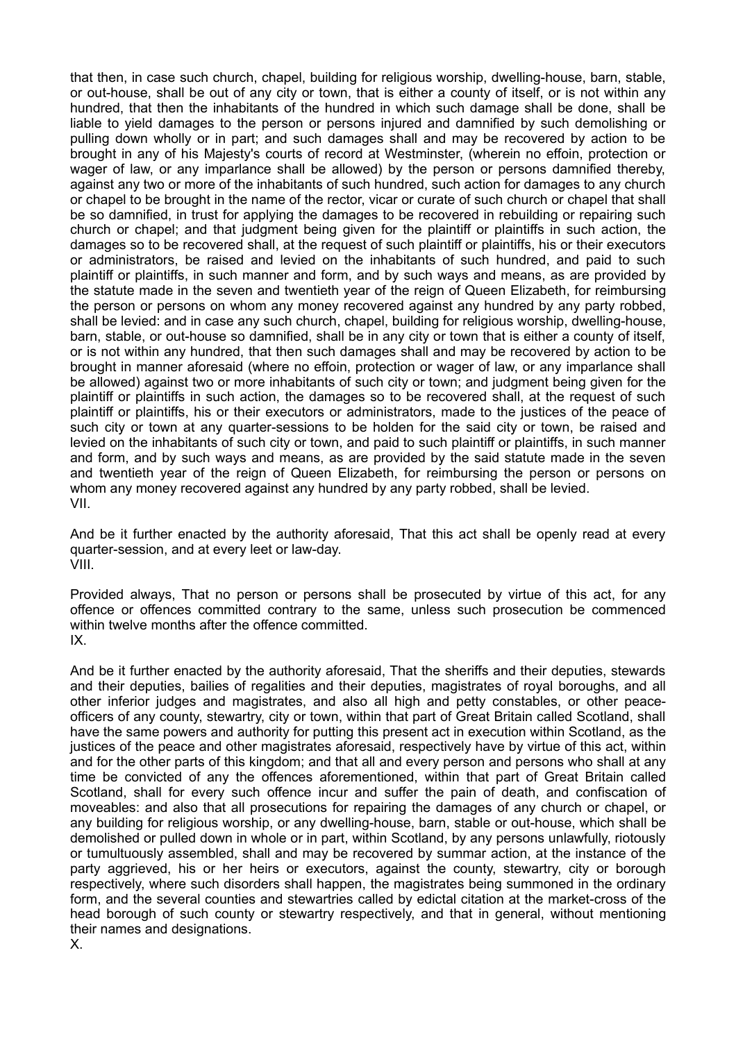that then, in case such church, chapel, building for religious worship, dwelling-house, barn, stable, or out-house, shall be out of any city or town, that is either a county of itself, or is not within any hundred, that then the inhabitants of the hundred in which such damage shall be done, shall be liable to yield damages to the person or persons injured and damnified by such demolishing or pulling down wholly or in part; and such damages shall and may be recovered by action to be brought in any of his Majesty's courts of record at Westminster, (wherein no effoin, protection or wager of law, or any imparlance shall be allowed) by the person or persons damnified thereby, against any two or more of the inhabitants of such hundred, such action for damages to any church or chapel to be brought in the name of the rector, vicar or curate of such church or chapel that shall be so damnified, in trust for applying the damages to be recovered in rebuilding or repairing such church or chapel; and that judgment being given for the plaintiff or plaintiffs in such action, the damages so to be recovered shall, at the request of such plaintiff or plaintiffs, his or their executors or administrators, be raised and levied on the inhabitants of such hundred, and paid to such plaintiff or plaintiffs, in such manner and form, and by such ways and means, as are provided by the statute made in the seven and twentieth year of the reign of Queen Elizabeth, for reimbursing the person or persons on whom any money recovered against any hundred by any party robbed, shall be levied: and in case any such church, chapel, building for religious worship, dwelling-house, barn, stable, or out-house so damnified, shall be in any city or town that is either a county of itself, or is not within any hundred, that then such damages shall and may be recovered by action to be brought in manner aforesaid (where no effoin, protection or wager of law, or any imparlance shall be allowed) against two or more inhabitants of such city or town; and judgment being given for the plaintiff or plaintiffs in such action, the damages so to be recovered shall, at the request of such plaintiff or plaintiffs, his or their executors or administrators, made to the justices of the peace of such city or town at any quarter-sessions to be holden for the said city or town, be raised and levied on the inhabitants of such city or town, and paid to such plaintiff or plaintiffs, in such manner and form, and by such ways and means, as are provided by the said statute made in the seven and twentieth year of the reign of Queen Elizabeth, for reimbursing the person or persons on whom any money recovered against any hundred by any party robbed, shall be levied.

VII.

And be it further enacted by the authority aforesaid, That this act shall be openly read at every quarter-session, and at every leet or law-day.

VIII.

Provided always, That no person or persons shall be prosecuted by virtue of this act, for any offence or offences committed contrary to the same, unless such prosecution be commenced within twelve months after the offence committed.

IX.

And be it further enacted by the authority aforesaid, That the sheriffs and their deputies, stewards and their deputies, bailies of regalities and their deputies, magistrates of royal boroughs, and all other inferior judges and magistrates, and also all high and petty constables, or other peace-officers of any county, stewartry, city or town, within that part of Great Britain called Scotland, shall have the same powers and authority for putting this present act in execution within Scotland, as the justices of the peace and other magistrates aforesaid, respectively have by virtue of this act, within and for the other parts of this kingdom; and that all and every person and persons who shall at any time be convicted of any the offences aforementioned, within that part of Great Britain called Scotland, shall for every such offence incur and suffer the pain of death, and confiscation of moveables: and also that all prosecutions for repairing the damages of any church or chapel, or any building for religious worship, or any dwelling-house, barn, stable or out-house, which shall be demolished or pulled down in whole or in part, within Scotland, by any persons unlawfully, riotously or tumultuously assembled, shall and may be recovered by summar action, at the instance of the party aggrieved, his or her heirs or executors, against the county, stewartry, city or borough respectively, where such disorders shall happen, the magistrates being summoned in the ordinary form, and the several counties and stewartries called by edictal citation at the market-cross of the head borough of such county or stewartry respectively, and that in general, without mentioning their names and designations.

X.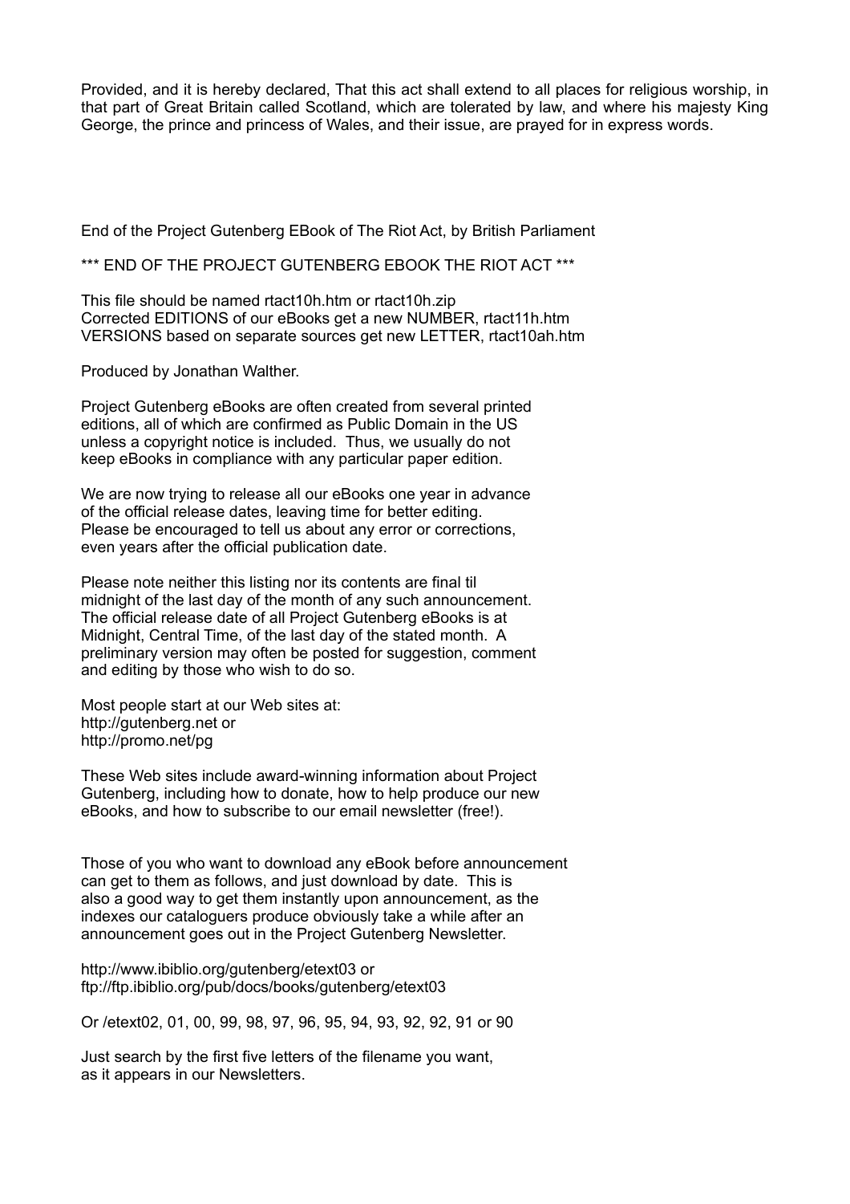Provided, and it is hereby declared, That this act shall extend to all places for religious worship, in that part of Great Britain called Scotland, which are tolerated by law, and where his majesty King George, the prince and princess of Wales, and their issue, are prayed for in express words.

End of the Project Gutenberg EBook of The Riot Act, by British Parliament

*** END OF THE PROJECT GUTENBERG EBOOK THE RIOT ACT ***

This file should be named rtact10h.htm or rtact10h.zip
Corrected EDITIONS of our eBooks get a new NUMBER, rtact11h.htm
VERSIONS based on separate sources get new LETTER, rtact10ah.htm

Produced by Jonathan Walther.

Project Gutenberg eBooks are often created from several printed
editions, all of which are confirmed as Public Domain in the US
unless a copyright notice is included. Thus, we usually do not
keep eBooks in compliance with any particular paper edition.

We are now trying to release all our eBooks one year in advance
of the official release dates, leaving time for better editing.
Please be encouraged to tell us about any error or corrections,
even years after the official publication date.

Please note neither this listing nor its contents are final til
midnight of the last day of the month of any such announcement.
The official release date of all Project Gutenberg eBooks is at
Midnight, Central Time, of the last day of the stated month. A
preliminary version may often be posted for suggestion, comment
and editing by those who wish to do so.

Most people start at our Web sites at:
http://gutenberg.net or
http://promo.net/pg

These Web sites include award-winning information about Project
Gutenberg, including how to donate, how to help produce our new
eBooks, and how to subscribe to our email newsletter (free!).

Those of you who want to download any eBook before announcement
can get to them as follows, and just download by date. This is
also a good way to get them instantly upon announcement, as the
indexes our cataloguers produce obviously take a while after an
announcement goes out in the Project Gutenberg Newsletter.

http://www.ibiblio.org/gutenberg/etext03 or
ftp://ftp.ibiblio.org/pub/docs/books/gutenberg/etext03

Or /etext02, 01, 00, 99, 98, 97, 96, 95, 94, 93, 92, 92, 91 or 90

Just search by the first five letters of the filename you want,
as it appears in our Newsletters.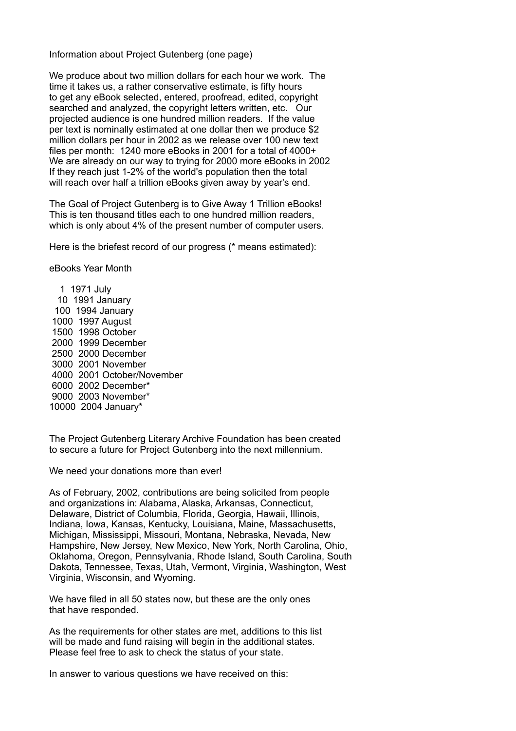Information about Project Gutenberg (one page)

We produce about two million dollars for each hour we work. The time it takes us, a rather conservative estimate, is fifty hours to get any eBook selected, entered, proofread, edited, copyright searched and analyzed, the copyright letters written, etc. Our projected audience is one hundred million readers. If the value per text is nominally estimated at one dollar then we produce $2 million dollars per hour in 2002 as we release over 100 new text files per month: 1240 more eBooks in 2001 for a total of 4000+ We are already on our way to trying for 2000 more eBooks in 2002 If they reach just 1-2% of the world's population then the total will reach over half a trillion eBooks given away by year's end.

The Goal of Project Gutenberg is to Give Away 1 Trillion eBooks! This is ten thousand titles each to one hundred million readers, which is only about 4% of the present number of computer users.

Here is the briefest record of our progress (* means estimated):

| eBooks | Year | Month |
|---|---|---|
| 1 | 1971 | July |
| 10 | 1991 | January |
| 100 | 1994 | January |
| 1000 | 1997 | August |
| 1500 | 1998 | October |
| 2000 | 1999 | December |
| 2500 | 2000 | December |
| 3000 | 2001 | November |
| 4000 | 2001 | October/November |
| 6000 | 2002 | December* |
| 9000 | 2003 | November* |
| 10000 | 2004 | January* |

The Project Gutenberg Literary Archive Foundation has been created to secure a future for Project Gutenberg into the next millennium.

We need your donations more than ever!

As of February, 2002, contributions are being solicited from people and organizations in: Alabama, Alaska, Arkansas, Connecticut, Delaware, District of Columbia, Florida, Georgia, Hawaii, Illinois, Indiana, Iowa, Kansas, Kentucky, Louisiana, Maine, Massachusetts, Michigan, Mississippi, Missouri, Montana, Nebraska, Nevada, New Hampshire, New Jersey, New Mexico, New York, North Carolina, Ohio, Oklahoma, Oregon, Pennsylvania, Rhode Island, South Carolina, South Dakota, Tennessee, Texas, Utah, Vermont, Virginia, Washington, West Virginia, Wisconsin, and Wyoming.

We have filed in all 50 states now, but these are the only ones that have responded.

As the requirements for other states are met, additions to this list will be made and fund raising will begin in the additional states. Please feel free to ask to check the status of your state.

In answer to various questions we have received on this: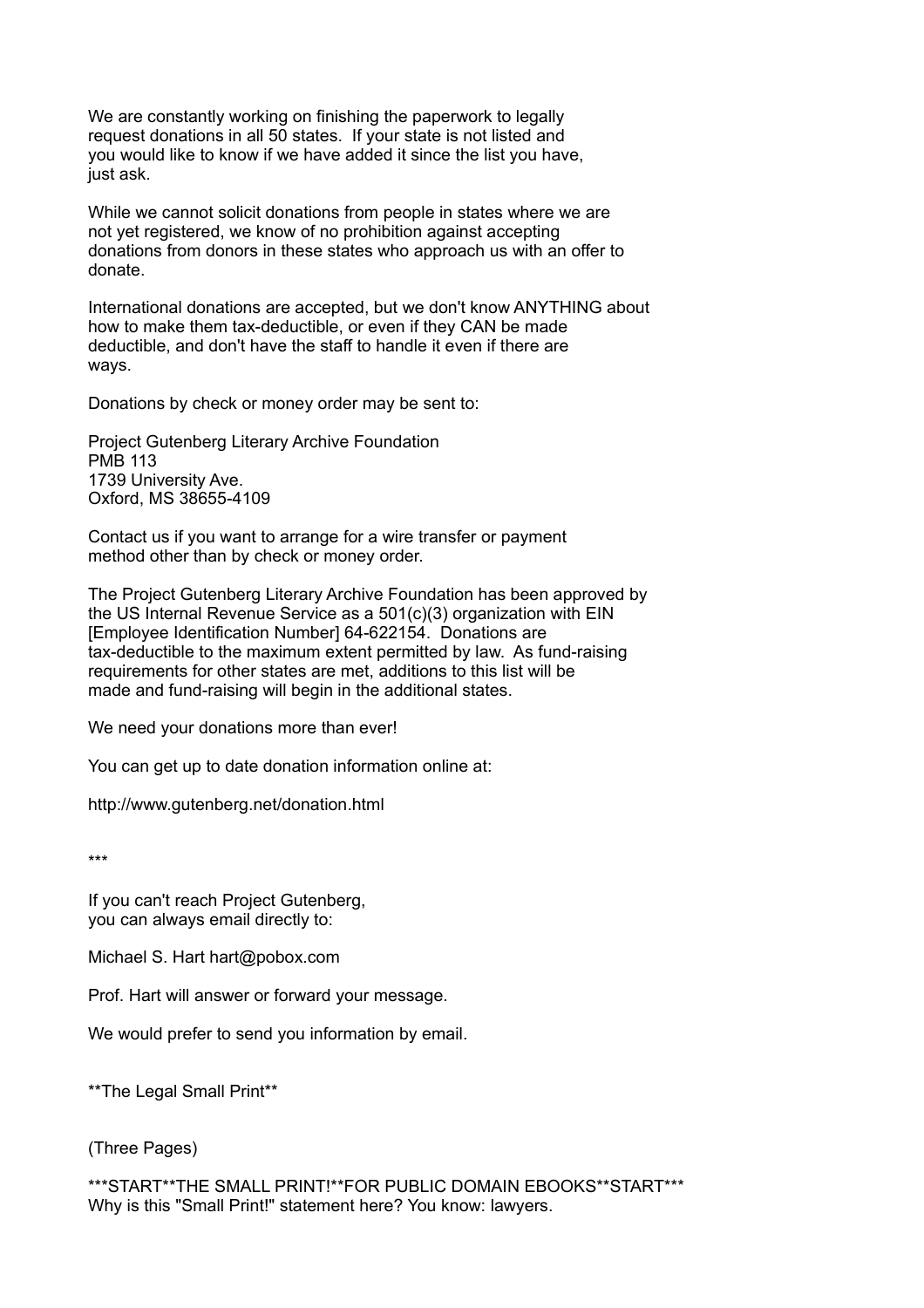We are constantly working on finishing the paperwork to legally request donations in all 50 states. If your state is not listed and you would like to know if we have added it since the list you have, just ask.

While we cannot solicit donations from people in states where we are not yet registered, we know of no prohibition against accepting donations from donors in these states who approach us with an offer to donate.

International donations are accepted, but we don't know ANYTHING about how to make them tax-deductible, or even if they CAN be made deductible, and don't have the staff to handle it even if there are ways.

Donations by check or money order may be sent to:

Project Gutenberg Literary Archive Foundation
PMB 113
1739 University Ave.
Oxford, MS 38655-4109

Contact us if you want to arrange for a wire transfer or payment method other than by check or money order.

The Project Gutenberg Literary Archive Foundation has been approved by the US Internal Revenue Service as a 501(c)(3) organization with EIN [Employee Identification Number] 64-622154. Donations are tax-deductible to the maximum extent permitted by law. As fund-raising requirements for other states are met, additions to this list will be made and fund-raising will begin in the additional states.

We need your donations more than ever!

You can get up to date donation information online at:

http://www.gutenberg.net/donation.html

***

If you can't reach Project Gutenberg, you can always email directly to:

Michael S. Hart hart@pobox.com

Prof. Hart will answer or forward your message.

We would prefer to send you information by email.

**The Legal Small Print**

(Three Pages)

***START**THE SMALL PRINT!**FOR PUBLIC DOMAIN EBOOKS**START***
Why is this "Small Print!" statement here? You know: lawyers.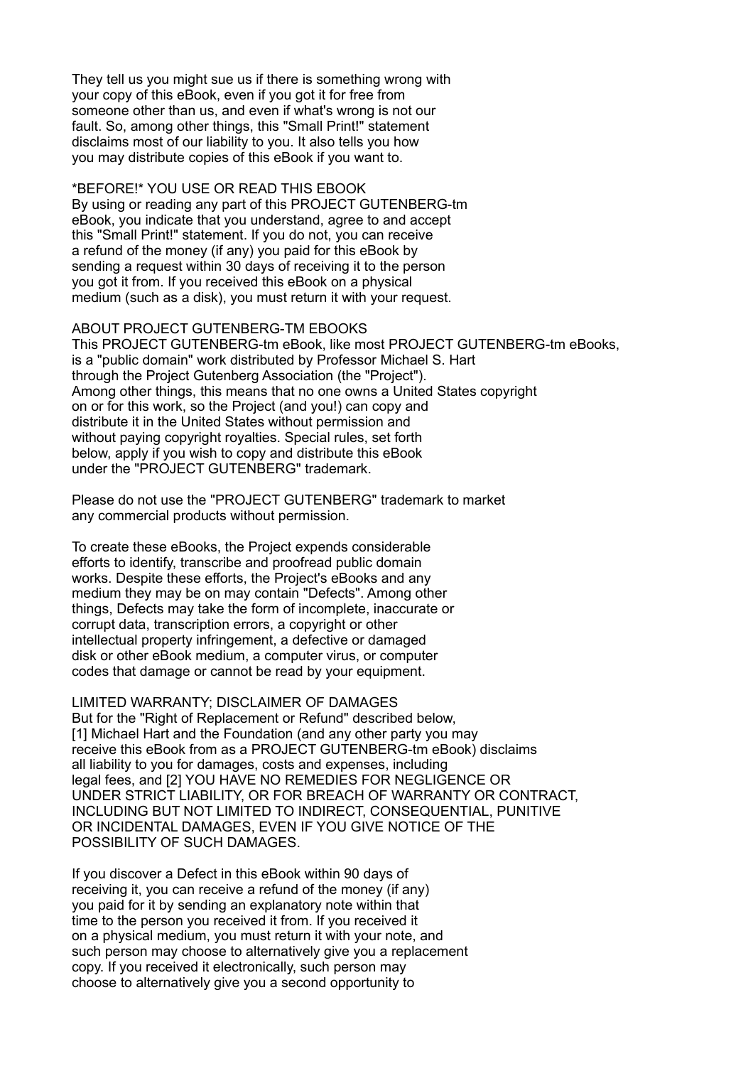They tell us you might sue us if there is something wrong with your copy of this eBook, even if you got it for free from someone other than us, and even if what's wrong is not our fault. So, among other things, this "Small Print!" statement disclaims most of our liability to you. It also tells you how you may distribute copies of this eBook if you want to.

*BEFORE!* YOU USE OR READ THIS EBOOK
By using or reading any part of this PROJECT GUTENBERG-tm eBook, you indicate that you understand, agree to and accept this "Small Print!" statement. If you do not, you can receive a refund of the money (if any) you paid for this eBook by sending a request within 30 days of receiving it to the person you got it from. If you received this eBook on a physical medium (such as a disk), you must return it with your request.

ABOUT PROJECT GUTENBERG-TM EBOOKS
This PROJECT GUTENBERG-tm eBook, like most PROJECT GUTENBERG-tm eBooks, is a "public domain" work distributed by Professor Michael S. Hart through the Project Gutenberg Association (the "Project"). Among other things, this means that no one owns a United States copyright on or for this work, so the Project (and you!) can copy and distribute it in the United States without permission and without paying copyright royalties. Special rules, set forth below, apply if you wish to copy and distribute this eBook under the "PROJECT GUTENBERG" trademark.

Please do not use the "PROJECT GUTENBERG" trademark to market any commercial products without permission.

To create these eBooks, the Project expends considerable efforts to identify, transcribe and proofread public domain works. Despite these efforts, the Project's eBooks and any medium they may be on may contain "Defects". Among other things, Defects may take the form of incomplete, inaccurate or corrupt data, transcription errors, a copyright or other intellectual property infringement, a defective or damaged disk or other eBook medium, a computer virus, or computer codes that damage or cannot be read by your equipment.

LIMITED WARRANTY; DISCLAIMER OF DAMAGES
But for the "Right of Replacement or Refund" described below, [1] Michael Hart and the Foundation (and any other party you may receive this eBook from as a PROJECT GUTENBERG-tm eBook) disclaims all liability to you for damages, costs and expenses, including legal fees, and [2] YOU HAVE NO REMEDIES FOR NEGLIGENCE OR UNDER STRICT LIABILITY, OR FOR BREACH OF WARRANTY OR CONTRACT, INCLUDING BUT NOT LIMITED TO INDIRECT, CONSEQUENTIAL, PUNITIVE OR INCIDENTAL DAMAGES, EVEN IF YOU GIVE NOTICE OF THE POSSIBILITY OF SUCH DAMAGES.

If you discover a Defect in this eBook within 90 days of receiving it, you can receive a refund of the money (if any) you paid for it by sending an explanatory note within that time to the person you received it from. If you received it on a physical medium, you must return it with your note, and such person may choose to alternatively give you a replacement copy. If you received it electronically, such person may choose to alternatively give you a second opportunity to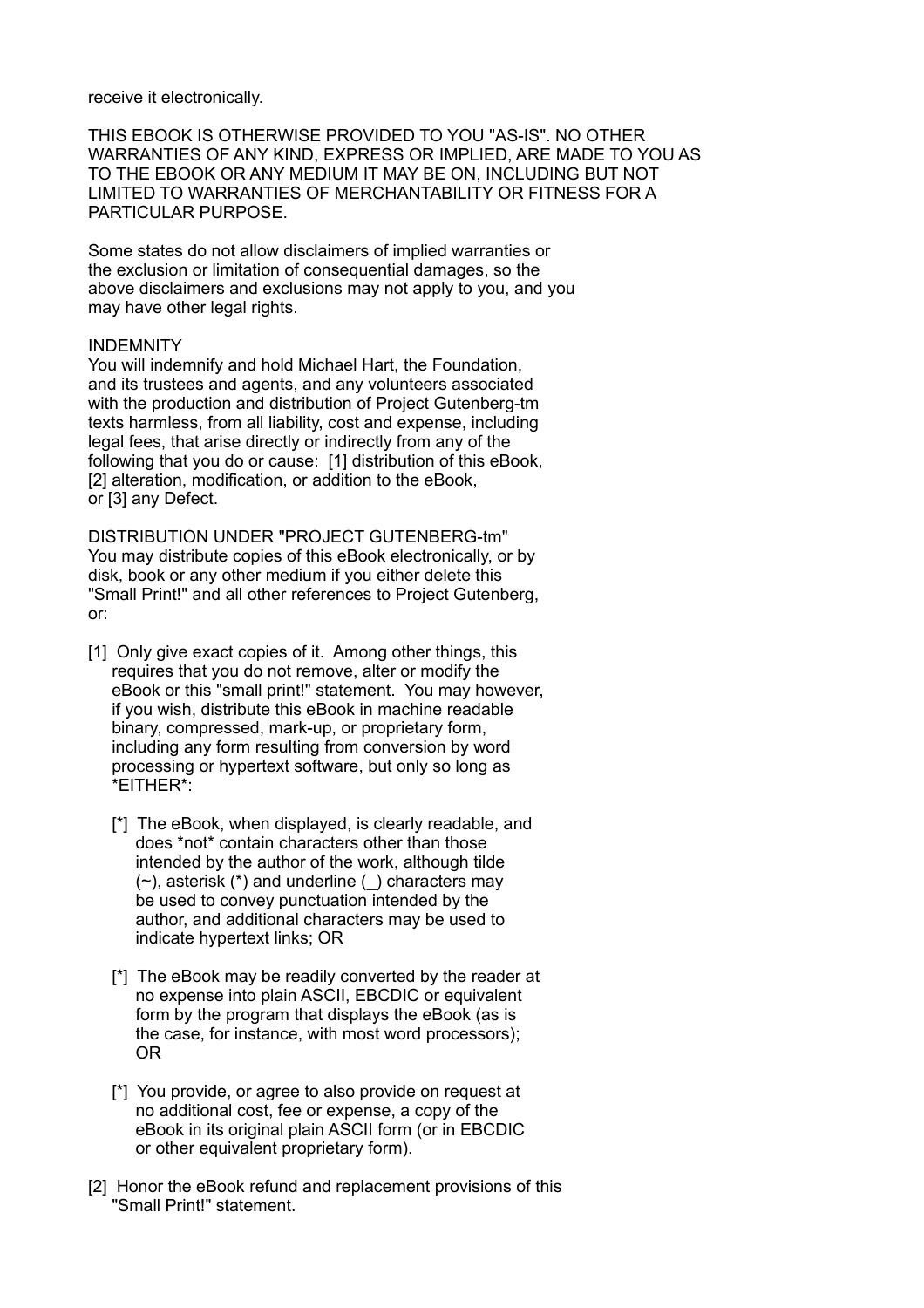receive it electronically.

THIS EBOOK IS OTHERWISE PROVIDED TO YOU "AS-IS". NO OTHER WARRANTIES OF ANY KIND, EXPRESS OR IMPLIED, ARE MADE TO YOU AS TO THE EBOOK OR ANY MEDIUM IT MAY BE ON, INCLUDING BUT NOT LIMITED TO WARRANTIES OF MERCHANTABILITY OR FITNESS FOR A PARTICULAR PURPOSE.

Some states do not allow disclaimers of implied warranties or the exclusion or limitation of consequential damages, so the above disclaimers and exclusions may not apply to you, and you may have other legal rights.

INDEMNITY
You will indemnify and hold Michael Hart, the Foundation, and its trustees and agents, and any volunteers associated with the production and distribution of Project Gutenberg-tm texts harmless, from all liability, cost and expense, including legal fees, that arise directly or indirectly from any of the following that you do or cause: [1] distribution of this eBook, [2] alteration, modification, or addition to the eBook, or [3] any Defect.

DISTRIBUTION UNDER "PROJECT GUTENBERG-tm"
You may distribute copies of this eBook electronically, or by disk, book or any other medium if you either delete this "Small Print!" and all other references to Project Gutenberg, or:

[1] Only give exact copies of it. Among other things, this requires that you do not remove, alter or modify the eBook or this "small print!" statement. You may however, if you wish, distribute this eBook in machine readable binary, compressed, mark-up, or proprietary form, including any form resulting from conversion by word processing or hypertext software, but only so long as *EITHER*:

   [*] The eBook, when displayed, is clearly readable, and does *not* contain characters other than those intended by the author of the work, although tilde (~), asterisk (*) and underline (_) characters may be used to convey punctuation intended by the author, and additional characters may be used to indicate hypertext links; OR

   [*] The eBook may be readily converted by the reader at no expense into plain ASCII, EBCDIC or equivalent form by the program that displays the eBook (as is the case, for instance, with most word processors); OR

   [*] You provide, or agree to also provide on request at no additional cost, fee or expense, a copy of the eBook in its original plain ASCII form (or in EBCDIC or other equivalent proprietary form).

[2] Honor the eBook refund and replacement provisions of this "Small Print!" statement.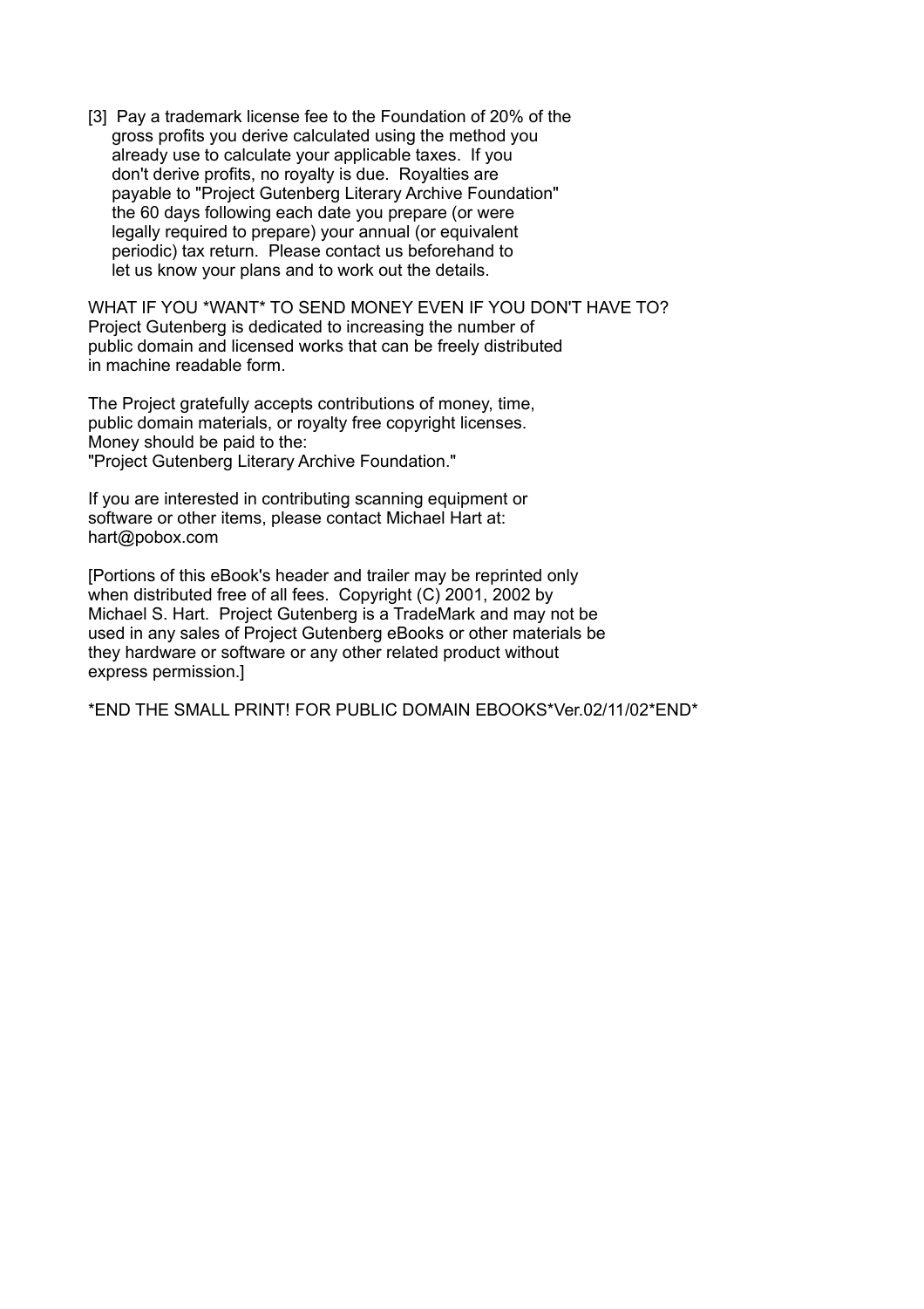[3] Pay a trademark license fee to the Foundation of 20% of the gross profits you derive calculated using the method you already use to calculate your applicable taxes. If you don't derive profits, no royalty is due. Royalties are payable to "Project Gutenberg Literary Archive Foundation" the 60 days following each date you prepare (or were legally required to prepare) your annual (or equivalent periodic) tax return. Please contact us beforehand to let us know your plans and to work out the details.

WHAT IF YOU *WANT* TO SEND MONEY EVEN IF YOU DON'T HAVE TO?
Project Gutenberg is dedicated to increasing the number of public domain and licensed works that can be freely distributed in machine readable form.

The Project gratefully accepts contributions of money, time, public domain materials, or royalty free copyright licenses.
Money should be paid to the:
"Project Gutenberg Literary Archive Foundation."

If you are interested in contributing scanning equipment or software or other items, please contact Michael Hart at:
hart@pobox.com

[Portions of this eBook's header and trailer may be reprinted only when distributed free of all fees. Copyright (C) 2001, 2002 by Michael S. Hart. Project Gutenberg is a TradeMark and may not be used in any sales of Project Gutenberg eBooks or other materials be they hardware or software or any other related product without express permission.]

*END THE SMALL PRINT! FOR PUBLIC DOMAIN EBOOKS*Ver.02/11/02*END*